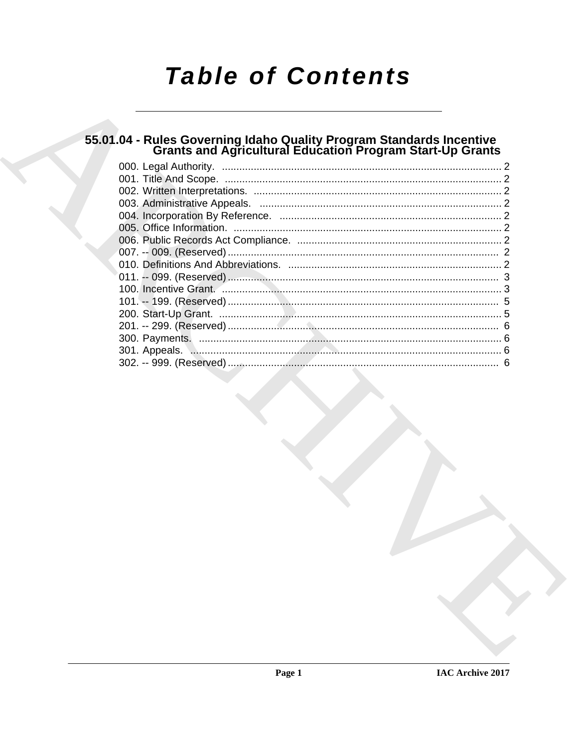# Table of Contents

## 55.01.04 - Rules Governing Idaho Quality Program Standards Incentive Grants and Agricultural Education Program Start-Up Grants

000. Legal Authority. ........................................................................................ 2
001. Title And Scope. ........................................................................................ 2
002. Written Interpretations. .............................................................................. 2
003. Administrative Appeals. ............................................................................ 2
004. Incorporation By Reference. ..................................................................... 2
005. Office Information. ..................................................................................... 2
006. Public Records Act Compliance. ............................................................... 2
007. -- 009. (Reserved) ...................................................................................... 2
010. Definitions And Abbreviations. .................................................................. 2
011. -- 099. (Reserved) ...................................................................................... 3
100. Incentive Grant. ......................................................................................... 3
101. -- 199. (Reserved) ...................................................................................... 5
200. Start-Up Grant. .......................................................................................... 5
201. -- 299. (Reserved) ...................................................................................... 6
300. Payments. ................................................................................................. 6
301. Appeals. .................................................................................................... 6
302. -- 999. (Reserved) ...................................................................................... 6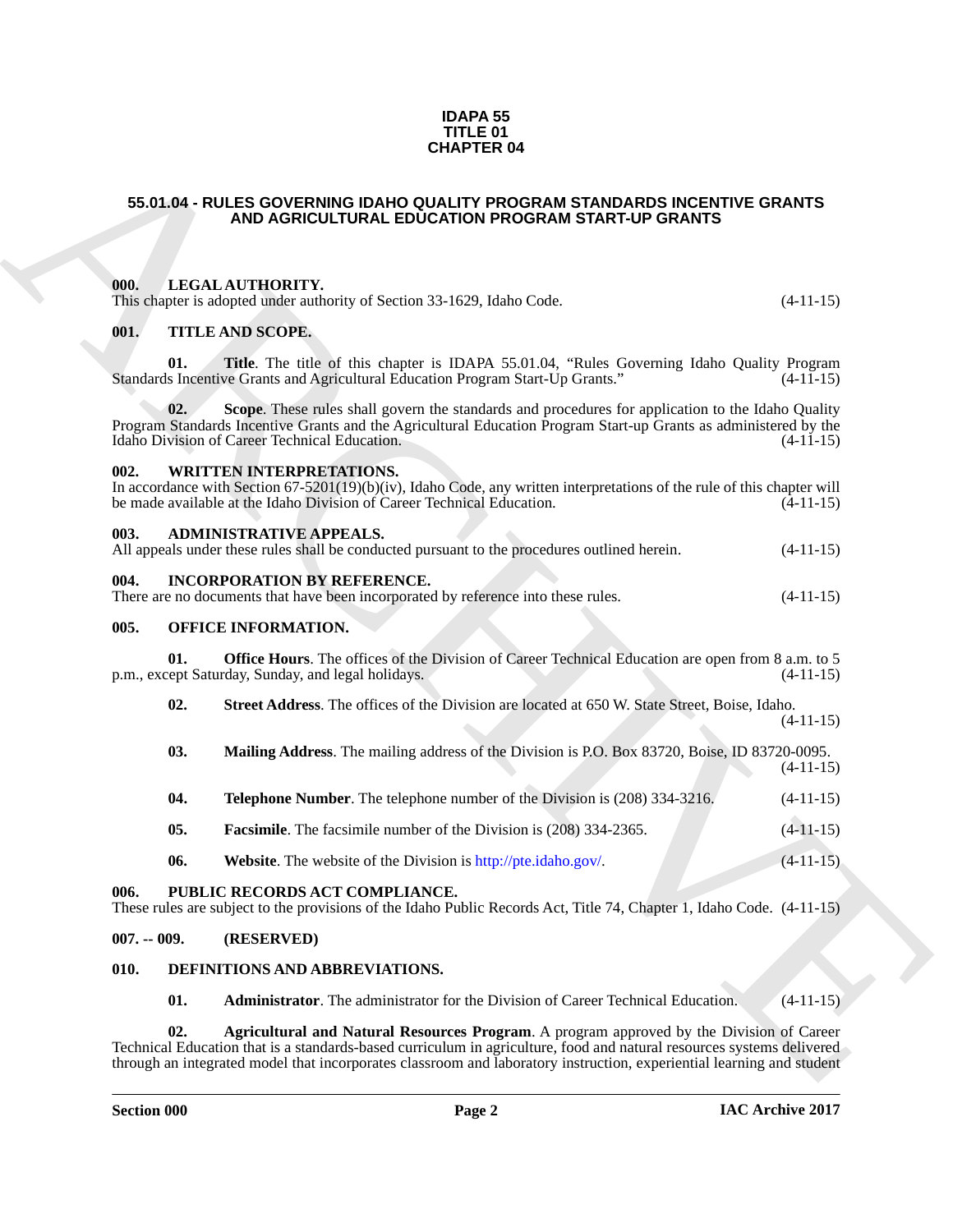# IDAPA 55
# TITLE 01
# CHAPTER 04

## 55.01.04 - RULES GOVERNING IDAHO QUALITY PROGRAM STANDARDS INCENTIVE GRANTS AND AGRICULTURAL EDUCATION PROGRAM START-UP GRANTS

### 000. LEGAL AUTHORITY.

This chapter is adopted under authority of Section 33-1629, Idaho Code. (4-11-15)

### 001. TITLE AND SCOPE.

**01. Title**. The title of this chapter is IDAPA 55.01.04, "Rules Governing Idaho Quality Program Standards Incentive Grants and Agricultural Education Program Start-Up Grants." (4-11-15)

**02. Scope**. These rules shall govern the standards and procedures for application to the Idaho Quality Program Standards Incentive Grants and the Agricultural Education Program Start-up Grants as administered by the Idaho Division of Career Technical Education. (4-11-15)

### 002. WRITTEN INTERPRETATIONS.

In accordance with Section 67-5201(19)(b)(iv), Idaho Code, any written interpretations of the rule of this chapter will be made available at the Idaho Division of Career Technical Education. (4-11-15)

### 003. ADMINISTRATIVE APPEALS.

All appeals under these rules shall be conducted pursuant to the procedures outlined herein. (4-11-15)

### 004. INCORPORATION BY REFERENCE.

There are no documents that have been incorporated by reference into these rules. (4-11-15)

### 005. OFFICE INFORMATION.

**01. Office Hours**. The offices of the Division of Career Technical Education are open from 8 a.m. to 5 p.m., except Saturday, Sunday, and legal holidays. (4-11-15)

**02. Street Address**. The offices of the Division are located at 650 W. State Street, Boise, Idaho. (4-11-15)

**03. Mailing Address**. The mailing address of the Division is P.O. Box 83720, Boise, ID 83720-0095. (4-11-15)

**04. Telephone Number**. The telephone number of the Division is (208) 334-3216. (4-11-15)

**05. Facsimile**. The facsimile number of the Division is (208) 334-2365. (4-11-15)

**06. Website**. The website of the Division is http://pte.idaho.gov/. (4-11-15)

### 006. PUBLIC RECORDS ACT COMPLIANCE.

These rules are subject to the provisions of the Idaho Public Records Act, Title 74, Chapter 1, Idaho Code. (4-11-15)

### 007. -- 009. (RESERVED)

### 010. DEFINITIONS AND ABBREVIATIONS.

**01. Administrator**. The administrator for the Division of Career Technical Education. (4-11-15)

**02. Agricultural and Natural Resources Program**. A program approved by the Division of Career Technical Education that is a standards-based curriculum in agriculture, food and natural resources systems delivered through an integrated model that incorporates classroom and laboratory instruction, experiential learning and student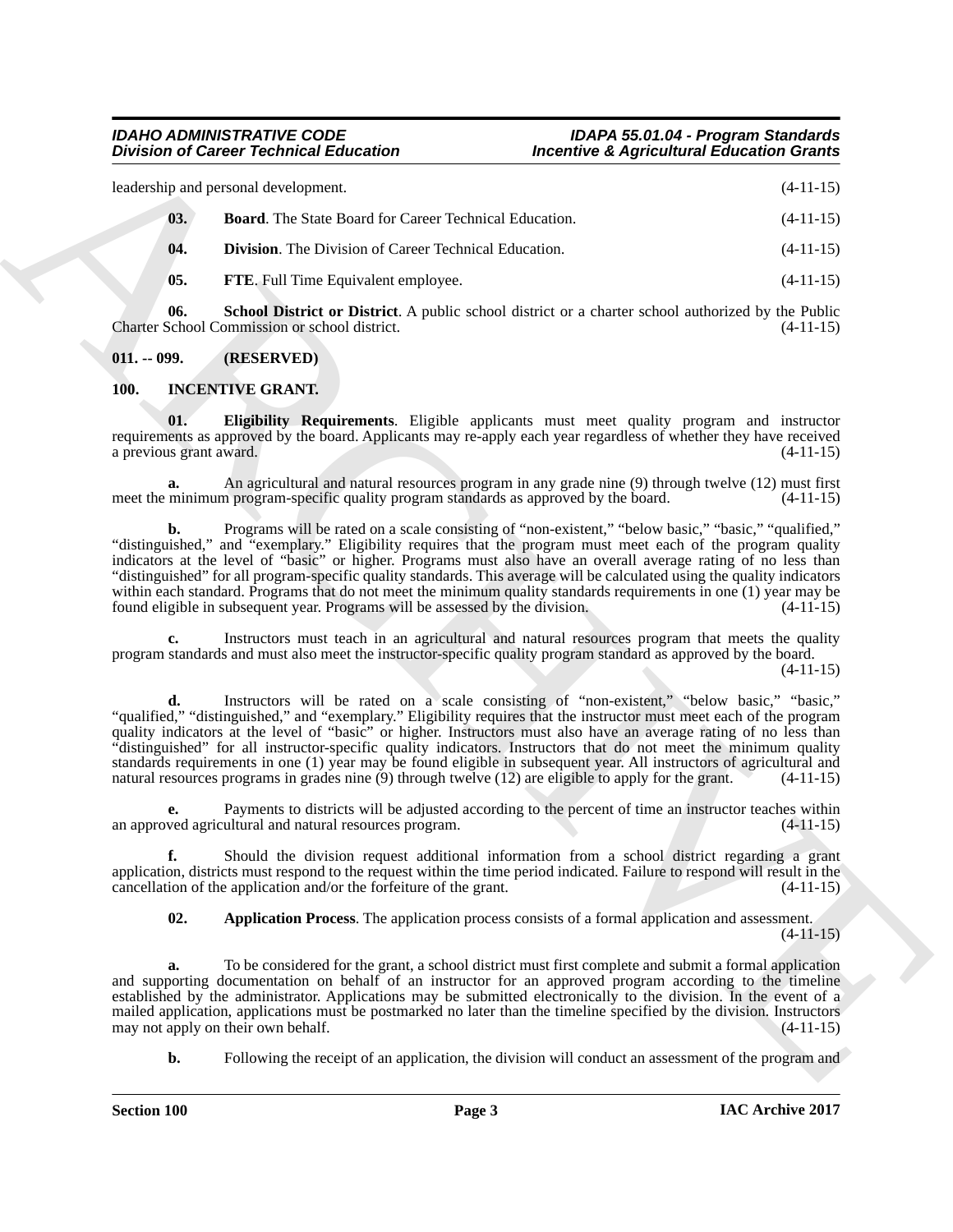leadership and personal development. (4-11-15)

**03. Board**. The State Board for Career Technical Education. (4-11-15)

**04. Division**. The Division of Career Technical Education. (4-11-15)

**05. FTE**. Full Time Equivalent employee. (4-11-15)

**06. School District or District**. A public school district or a charter school authorized by the Public Charter School Commission or school district. (4-11-15)

## 011. -- 099. (RESERVED)

## 100. INCENTIVE GRANT.

**01. Eligibility Requirements**. Eligible applicants must meet quality program and instructor requirements as approved by the board. Applicants may re-apply each year regardless of whether they have received a previous grant award. (4-11-15)

**a.** An agricultural and natural resources program in any grade nine (9) through twelve (12) must first meet the minimum program-specific quality program standards as approved by the board. (4-11-15)

**b.** Programs will be rated on a scale consisting of "non-existent," "below basic," "basic," "qualified," "distinguished," and "exemplary." Eligibility requires that the program must meet each of the program quality indicators at the level of "basic" or higher. Programs must also have an overall average rating of no less than "distinguished" for all program-specific quality standards. This average will be calculated using the quality indicators within each standard. Programs that do not meet the minimum quality standards requirements in one (1) year may be found eligible in subsequent year. Programs will be assessed by the division. (4-11-15)

**c.** Instructors must teach in an agricultural and natural resources program that meets the quality program standards and must also meet the instructor-specific quality program standard as approved by the board. (4-11-15)

**d.** Instructors will be rated on a scale consisting of "non-existent," "below basic," "basic," "qualified," "distinguished," and "exemplary." Eligibility requires that the instructor must meet each of the program quality indicators at the level of "basic" or higher. Instructors must also have an average rating of no less than "distinguished" for all instructor-specific quality indicators. Instructors that do not meet the minimum quality standards requirements in one (1) year may be found eligible in subsequent year. All instructors of agricultural and natural resources programs in grades nine (9) through twelve (12) are eligible to apply for the grant. (4-11-15)

**e.** Payments to districts will be adjusted according to the percent of time an instructor teaches within an approved agricultural and natural resources program. (4-11-15)

**f.** Should the division request additional information from a school district regarding a grant application, districts must respond to the request within the time period indicated. Failure to respond will result in the cancellation of the application and/or the forfeiture of the grant. (4-11-15)

**02. Application Process**. The application process consists of a formal application and assessment. (4-11-15)

**a.** To be considered for the grant, a school district must first complete and submit a formal application and supporting documentation on behalf of an instructor for an approved program according to the timeline established by the administrator. Applications may be submitted electronically to the division. In the event of a mailed application, applications must be postmarked no later than the timeline specified by the division. Instructors may not apply on their own behalf. (4-11-15)

**b.** Following the receipt of an application, the division will conduct an assessment of the program and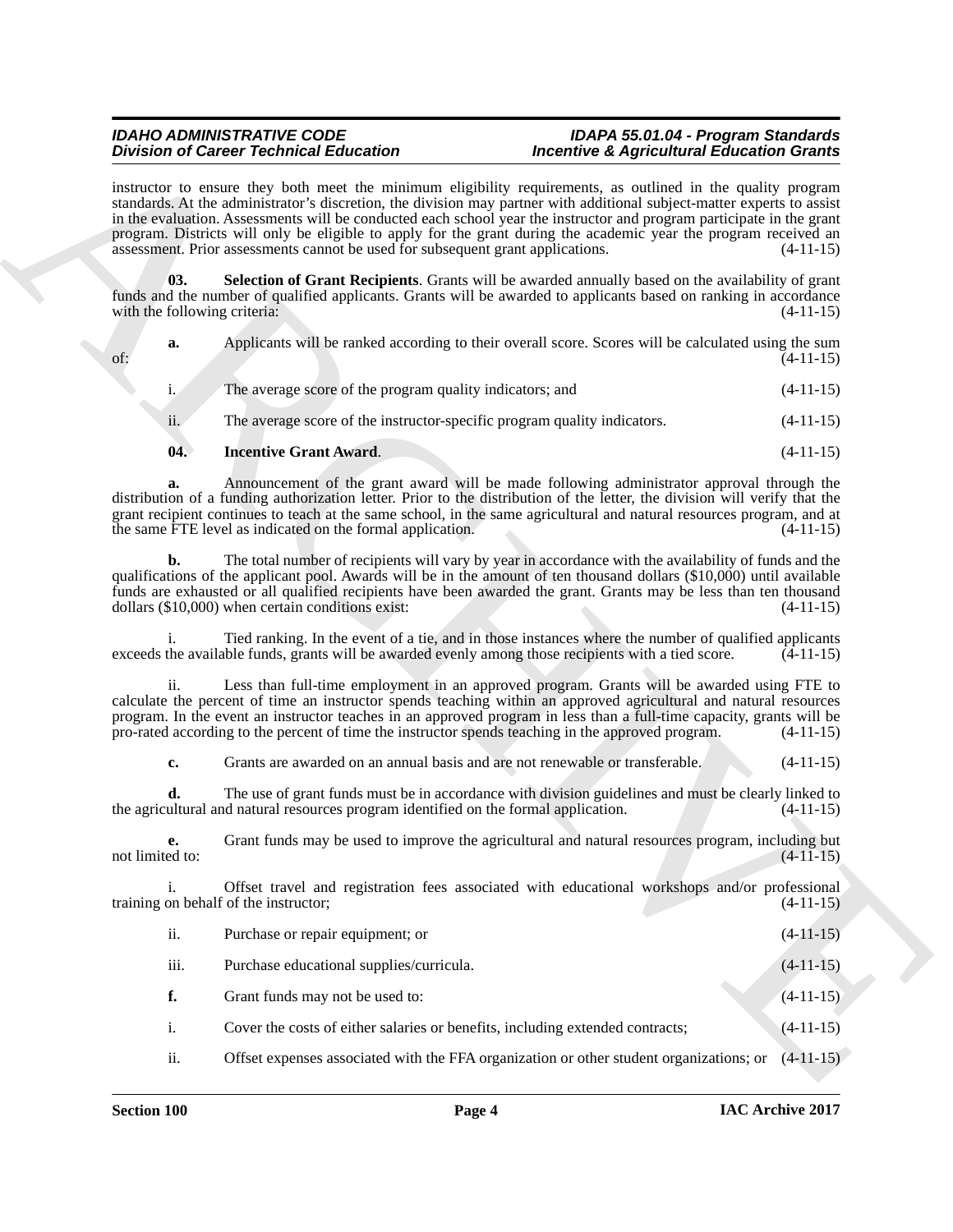instructor to ensure they both meet the minimum eligibility requirements, as outlined in the quality program standards. At the administrator's discretion, the division may partner with additional subject-matter experts to assist in the evaluation. Assessments will be conducted each school year the instructor and program participate in the grant program. Districts will only be eligible to apply for the grant during the academic year the program received an assessment. Prior assessments cannot be used for subsequent grant applications. (4-11-15)

**03. Selection of Grant Recipients**. Grants will be awarded annually based on the availability of grant funds and the number of qualified applicants. Grants will be awarded to applicants based on ranking in accordance with the following criteria: (4-11-15)

**a.** Applicants will be ranked according to their overall score. Scores will be calculated using the sum of: (4-11-15)

i. The average score of the program quality indicators; and (4-11-15)

ii. The average score of the instructor-specific program quality indicators. (4-11-15)

**04. Incentive Grant Award**. (4-11-15)

**a.** Announcement of the grant award will be made following administrator approval through the distribution of a funding authorization letter. Prior to the distribution of the letter, the division will verify that the grant recipient continues to teach at the same school, in the same agricultural and natural resources program, and at the same FTE level as indicated on the formal application. (4-11-15)

**b.** The total number of recipients will vary by year in accordance with the availability of funds and the qualifications of the applicant pool. Awards will be in the amount of ten thousand dollars ($10,000) until available funds are exhausted or all qualified recipients have been awarded the grant. Grants may be less than ten thousand dollars ($10,000) when certain conditions exist: (4-11-15)

i. Tied ranking. In the event of a tie, and in those instances where the number of qualified applicants exceeds the available funds, grants will be awarded evenly among those recipients with a tied score. (4-11-15)

ii. Less than full-time employment in an approved program. Grants will be awarded using FTE to calculate the percent of time an instructor spends teaching within an approved agricultural and natural resources program. In the event an instructor teaches in an approved program in less than a full-time capacity, grants will be pro-rated according to the percent of time the instructor spends teaching in the approved program. (4-11-15)

**c.** Grants are awarded on an annual basis and are not renewable or transferable. (4-11-15)

**d.** The use of grant funds must be in accordance with division guidelines and must be clearly linked to the agricultural and natural resources program identified on the formal application. (4-11-15)

**e.** Grant funds may be used to improve the agricultural and natural resources program, including but not limited to: (4-11-15)

i. Offset travel and registration fees associated with educational workshops and/or professional training on behalf of the instructor; (4-11-15)

ii. Purchase or repair equipment; or (4-11-15)

iii. Purchase educational supplies/curricula. (4-11-15)

**f.** Grant funds may not be used to: (4-11-15)

i. Cover the costs of either salaries or benefits, including extended contracts; (4-11-15)

ii. Offset expenses associated with the FFA organization or other student organizations; or (4-11-15)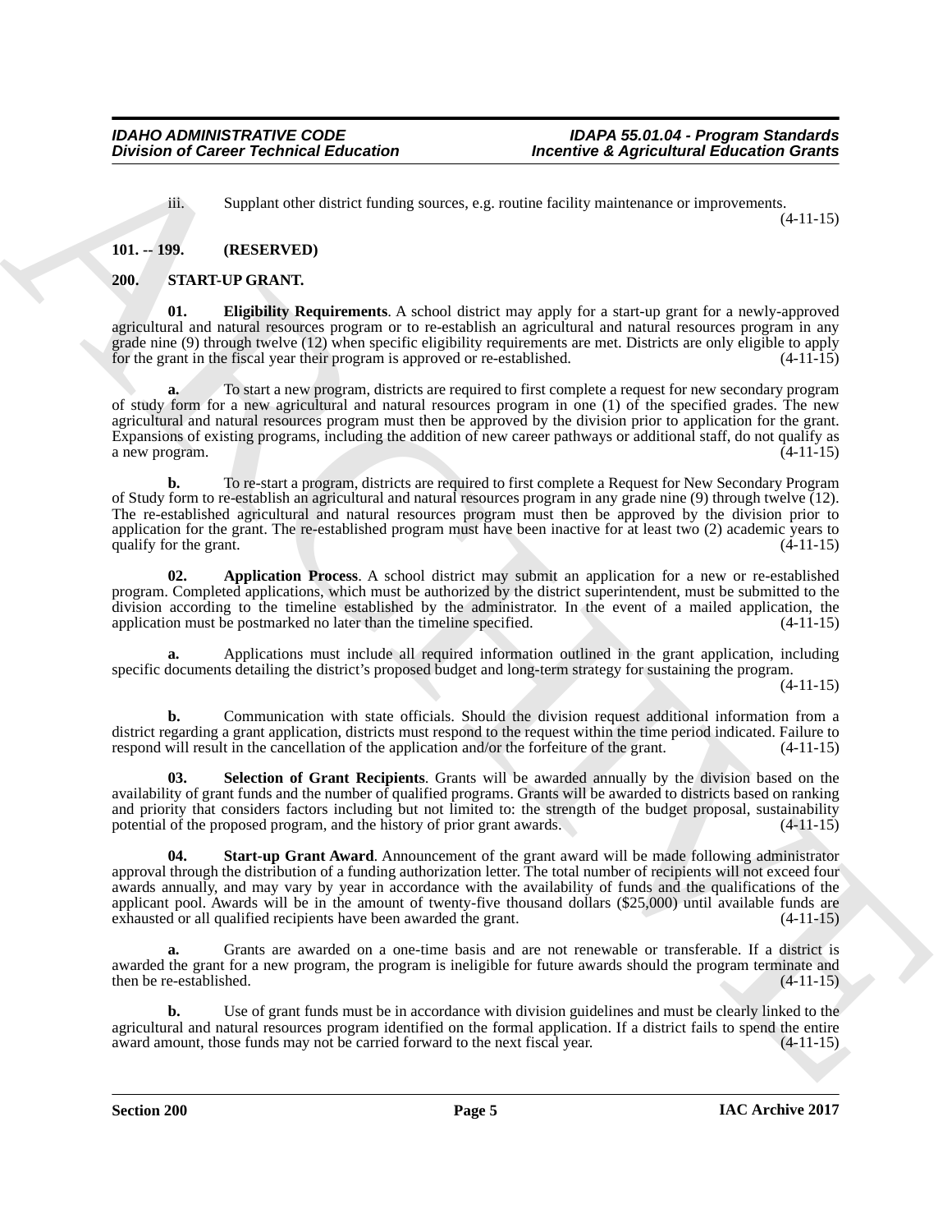iii. Supplant other district funding sources, e.g. routine facility maintenance or improvements. (4-11-15)

**101. -- 199. (RESERVED)**

**200. START-UP GRANT.**

**01. Eligibility Requirements**. A school district may apply for a start-up grant for a newly-approved agricultural and natural resources program or to re-establish an agricultural and natural resources program in any grade nine (9) through twelve (12) when specific eligibility requirements are met. Districts are only eligible to apply for the grant in the fiscal year their program is approved or re-established. (4-11-15)

**a.** To start a new program, districts are required to first complete a request for new secondary program of study form for a new agricultural and natural resources program in one (1) of the specified grades. The new agricultural and natural resources program must then be approved by the division prior to application for the grant. Expansions of existing programs, including the addition of new career pathways or additional staff, do not qualify as a new program. (4-11-15)

**b.** To re-start a program, districts are required to first complete a Request for New Secondary Program of Study form to re-establish an agricultural and natural resources program in any grade nine (9) through twelve (12). The re-established agricultural and natural resources program must then be approved by the division prior to application for the grant. The re-established program must have been inactive for at least two (2) academic years to qualify for the grant. (4-11-15)

**02. Application Process**. A school district may submit an application for a new or re-established program. Completed applications, which must be authorized by the district superintendent, must be submitted to the division according to the timeline established by the administrator. In the event of a mailed application, the application must be postmarked no later than the timeline specified. (4-11-15)

**a.** Applications must include all required information outlined in the grant application, including specific documents detailing the district's proposed budget and long-term strategy for sustaining the program. (4-11-15)

**b.** Communication with state officials. Should the division request additional information from a district regarding a grant application, districts must respond to the request within the time period indicated. Failure to respond will result in the cancellation of the application and/or the forfeiture of the grant. (4-11-15)

**03. Selection of Grant Recipients**. Grants will be awarded annually by the division based on the availability of grant funds and the number of qualified programs. Grants will be awarded to districts based on ranking and priority that considers factors including but not limited to: the strength of the budget proposal, sustainability potential of the proposed program, and the history of prior grant awards. (4-11-15)

**04. Start-up Grant Award**. Announcement of the grant award will be made following administrator approval through the distribution of a funding authorization letter. The total number of recipients will not exceed four awards annually, and may vary by year in accordance with the availability of funds and the qualifications of the applicant pool. Awards will be in the amount of twenty-five thousand dollars ($25,000) until available funds are exhausted or all qualified recipients have been awarded the grant. (4-11-15)

**a.** Grants are awarded on a one-time basis and are not renewable or transferable. If a district is awarded the grant for a new program, the program is ineligible for future awards should the program terminate and then be re-established. (4-11-15)

**b.** Use of grant funds must be in accordance with division guidelines and must be clearly linked to the agricultural and natural resources program identified on the formal application. If a district fails to spend the entire award amount, those funds may not be carried forward to the next fiscal year. (4-11-15)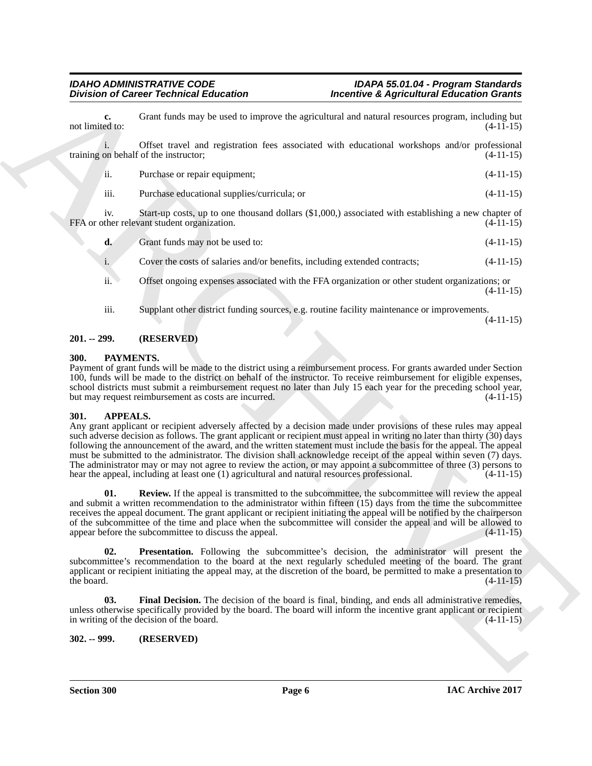**c.** Grant funds may be used to improve the agricultural and natural resources program, including but not limited to: (4-11-15)

i. Offset travel and registration fees associated with educational workshops and/or professional training on behalf of the instructor; (4-11-15)

ii. Purchase or repair equipment; (4-11-15)

iii. Purchase educational supplies/curricula; or (4-11-15)

iv. Start-up costs, up to one thousand dollars ($1,000,) associated with establishing a new chapter of FFA or other relevant student organization. (4-11-15)

**d.** Grant funds may not be used to: (4-11-15)

i. Cover the costs of salaries and/or benefits, including extended contracts; (4-11-15)

ii. Offset ongoing expenses associated with the FFA organization or other student organizations; or (4-11-15)

iii. Supplant other district funding sources, e.g. routine facility maintenance or improvements. (4-11-15)

**201. -- 299. (RESERVED)**

**300. PAYMENTS.**

Payment of grant funds will be made to the district using a reimbursement process. For grants awarded under Section 100, funds will be made to the district on behalf of the instructor. To receive reimbursement for eligible expenses, school districts must submit a reimbursement request no later than July 15 each year for the preceding school year, but may request reimbursement as costs are incurred. (4-11-15)

**301. APPEALS.**

Any grant applicant or recipient adversely affected by a decision made under provisions of these rules may appeal such adverse decision as follows. The grant applicant or recipient must appeal in writing no later than thirty (30) days following the announcement of the award, and the written statement must include the basis for the appeal. The appeal must be submitted to the administrator. The division shall acknowledge receipt of the appeal within seven (7) days. The administrator may or may not agree to review the action, or may appoint a subcommittee of three (3) persons to hear the appeal, including at least one (1) agricultural and natural resources professional. (4-11-15)

**01. Review.** If the appeal is transmitted to the subcommittee, the subcommittee will review the appeal and submit a written recommendation to the administrator within fifteen (15) days from the time the subcommittee receives the appeal document. The grant applicant or recipient initiating the appeal will be notified by the chairperson of the subcommittee of the time and place when the subcommittee will consider the appeal and will be allowed to appear before the subcommittee to discuss the appeal. (4-11-15)

**02. Presentation.** Following the subcommittee's decision, the administrator will present the subcommittee's recommendation to the board at the next regularly scheduled meeting of the board. The grant applicant or recipient initiating the appeal may, at the discretion of the board, be permitted to make a presentation to the board. (4-11-15)

**03. Final Decision.** The decision of the board is final, binding, and ends all administrative remedies, unless otherwise specifically provided by the board. The board will inform the incentive grant applicant or recipient in writing of the decision of the board. (4-11-15)

**302. -- 999. (RESERVED)**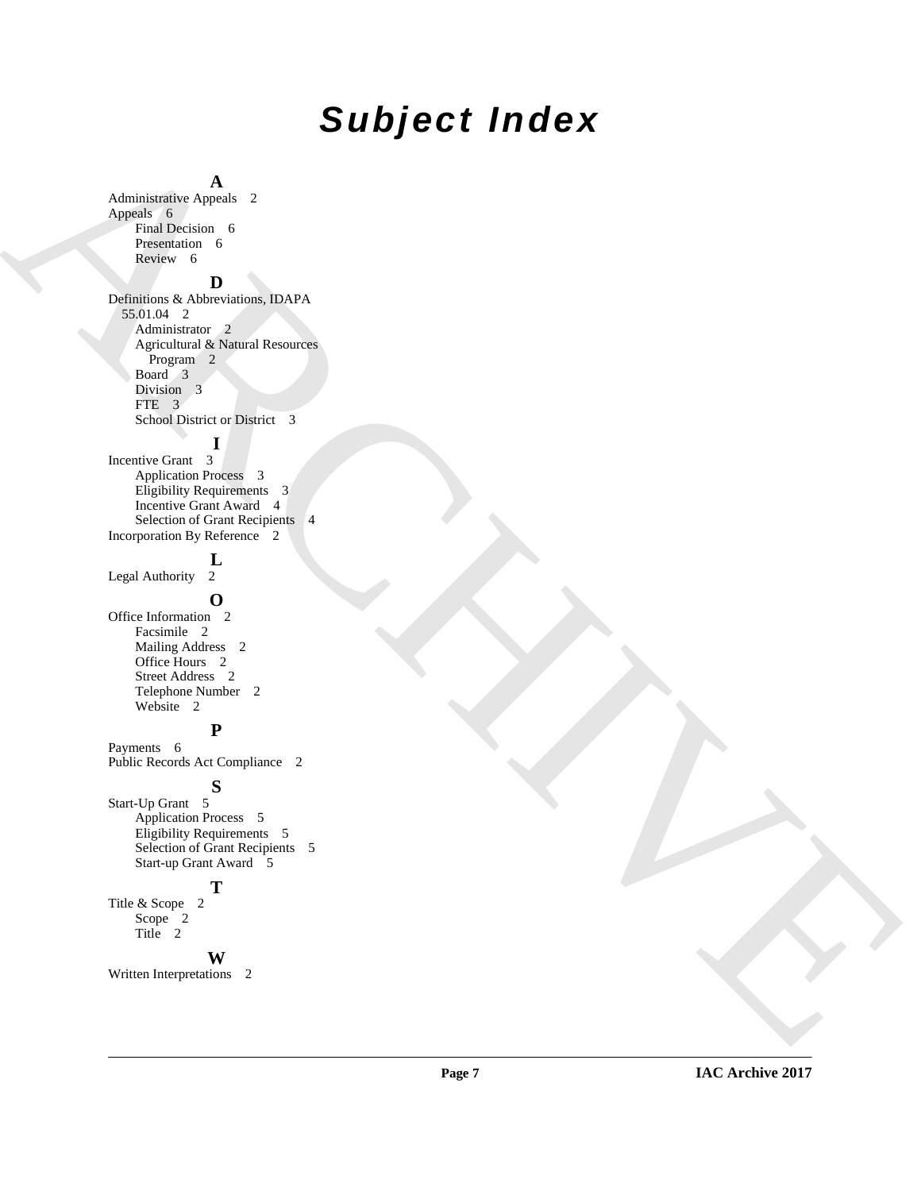# Subject Index

**A**

Administrative Appeals 2
Appeals 6
- Final Decision 6
- Presentation 6
- Review 6

**D**

Definitions & Abbreviations, IDAPA 55.01.04 2
- Administrator 2
- Agricultural & Natural Resources Program 2
- Board 3
- Division 3
- FTE 3
- School District or District 3

**I**

Incentive Grant 3
- Application Process 3
- Eligibility Requirements 3
- Incentive Grant Award 4
- Selection of Grant Recipients 4

Incorporation By Reference 2

**L**

Legal Authority 2

**O**

Office Information 2
- Facsimile 2
- Mailing Address 2
- Office Hours 2
- Street Address 2
- Telephone Number 2
- Website 2

**P**

Payments 6
Public Records Act Compliance 2

**S**

Start-Up Grant 5
- Application Process 5
- Eligibility Requirements 5
- Selection of Grant Recipients 5
- Start-up Grant Award 5

**T**

Title & Scope 2
- Scope 2
- Title 2

**W**

Written Interpretations 2